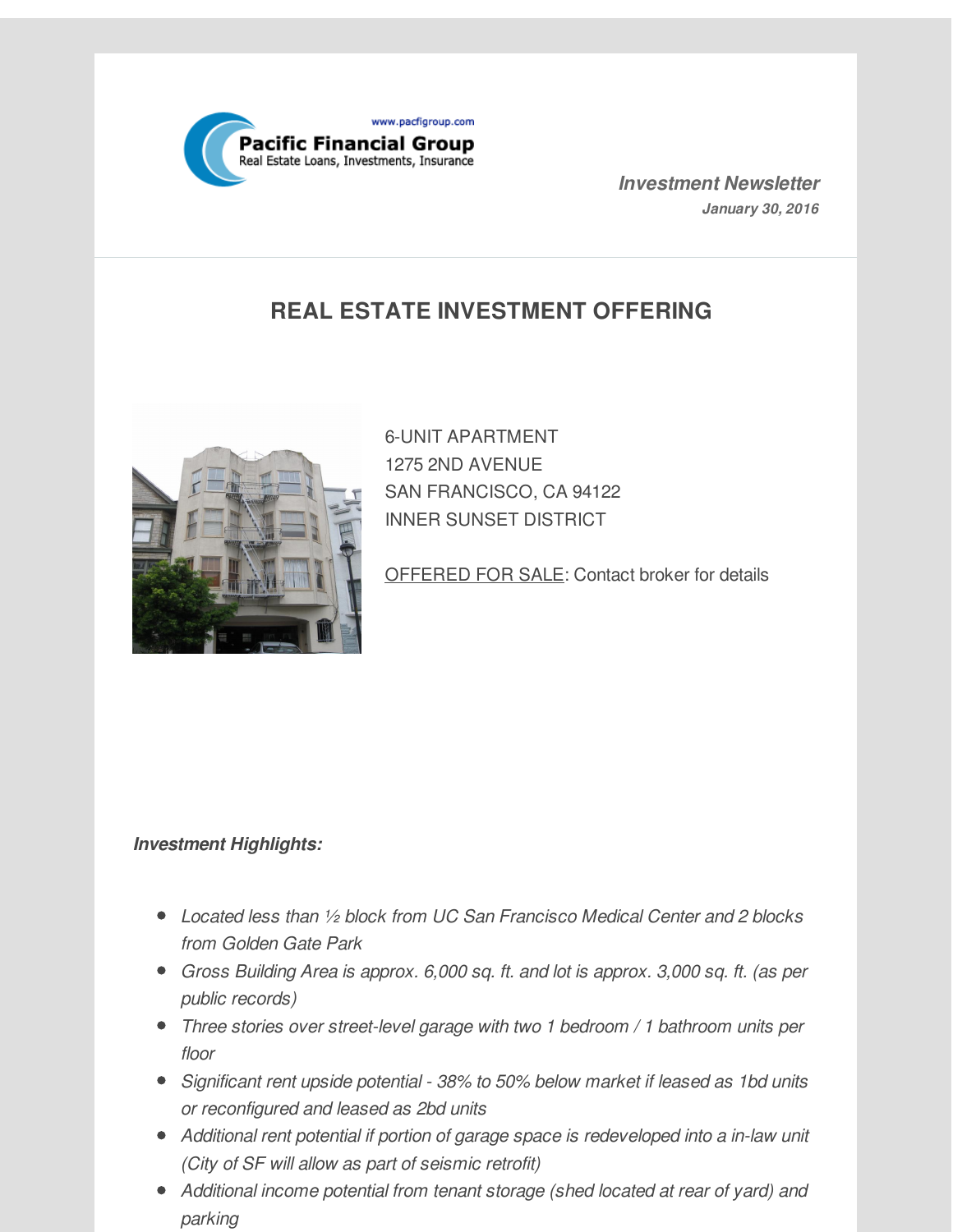www.pacfigroup.com

**Pacific Financial Group**
Real Estate Loans, Investments, Insurance

***Investment Newsletter***
***January 30, 2016***

## REAL ESTATE INVESTMENT OFFERING

6-UNIT APARTMENT
1275 2ND AVENUE
SAN FRANCISCO, CA 94122
INNER SUNSET DISTRICT

OFFERED FOR SALE: Contact broker for details

***Investment Highlights:***

- *Located less than ½ block from UC San Francisco Medical Center and 2 blocks from Golden Gate Park*
- *Gross Building Area is approx. 6,000 sq. ft. and lot is approx. 3,000 sq. ft. (as per public records)*
- *Three stories over street-level garage with two 1 bedroom / 1 bathroom units per floor*
- *Significant rent upside potential - 38% to 50% below market if leased as 1bd units or reconfigured and leased as 2bd units*
- *Additional rent potential if portion of garage space is redeveloped into a in-law unit (City of SF will allow as part of seismic retrofit)*
- *Additional income potential from tenant storage (shed located at rear of yard) and parking*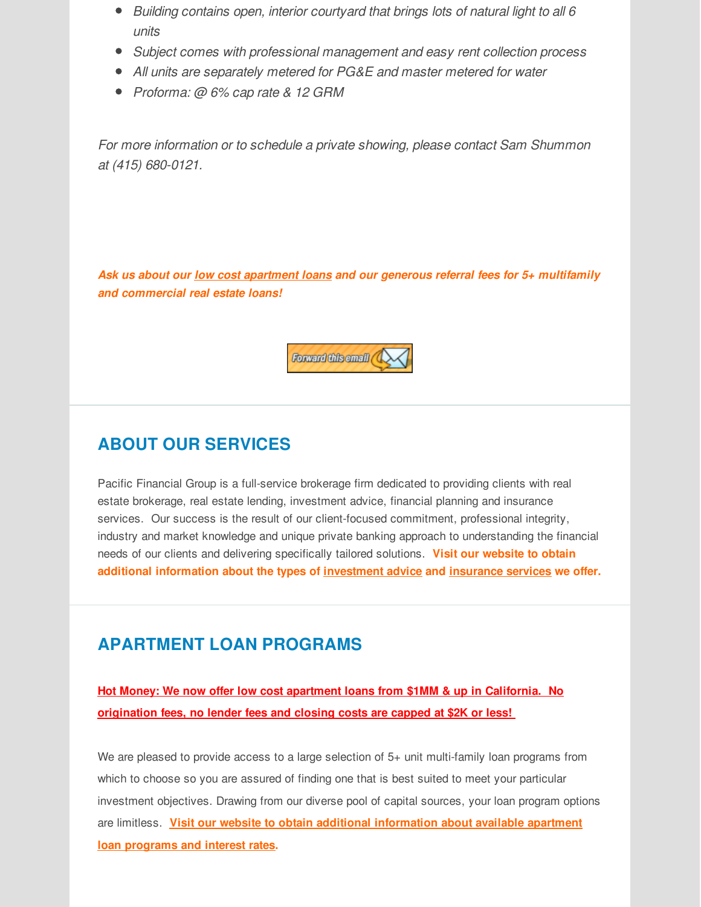- *Building contains open, interior courtyard that brings lots of natural light to all 6 units*
- *Subject comes with professional management and easy rent collection process*
- *All units are separately metered for PG&E and master metered for water*
- *Proforma: @ 6% cap rate & 12 GRM*

*For more information or to schedule a private showing, please contact Sam Shummon at (415) 680-0121.*

***Ask us about our low cost apartment loans and our generous referral fees for 5+ multifamily and commercial real estate loans!***

Forward this email

## ABOUT OUR SERVICES

Pacific Financial Group is a full-service brokerage firm dedicated to providing clients with real estate brokerage, real estate lending, investment advice, financial planning and insurance services. Our success is the result of our client-focused commitment, professional integrity, industry and market knowledge and unique private banking approach to understanding the financial needs of our clients and delivering specifically tailored solutions. **Visit our website to obtain additional information about the types of investment advice and insurance services we offer.**

## APARTMENT LOAN PROGRAMS

**Hot Money: We now offer low cost apartment loans from $1MM & up in California. No origination fees, no lender fees and closing costs are capped at $2K or less!**

We are pleased to provide access to a large selection of 5+ unit multi-family loan programs from which to choose so you are assured of finding one that is best suited to meet your particular investment objectives. Drawing from our diverse pool of capital sources, your loan program options are limitless. **Visit our website to obtain additional information about available apartment loan programs and interest rates.**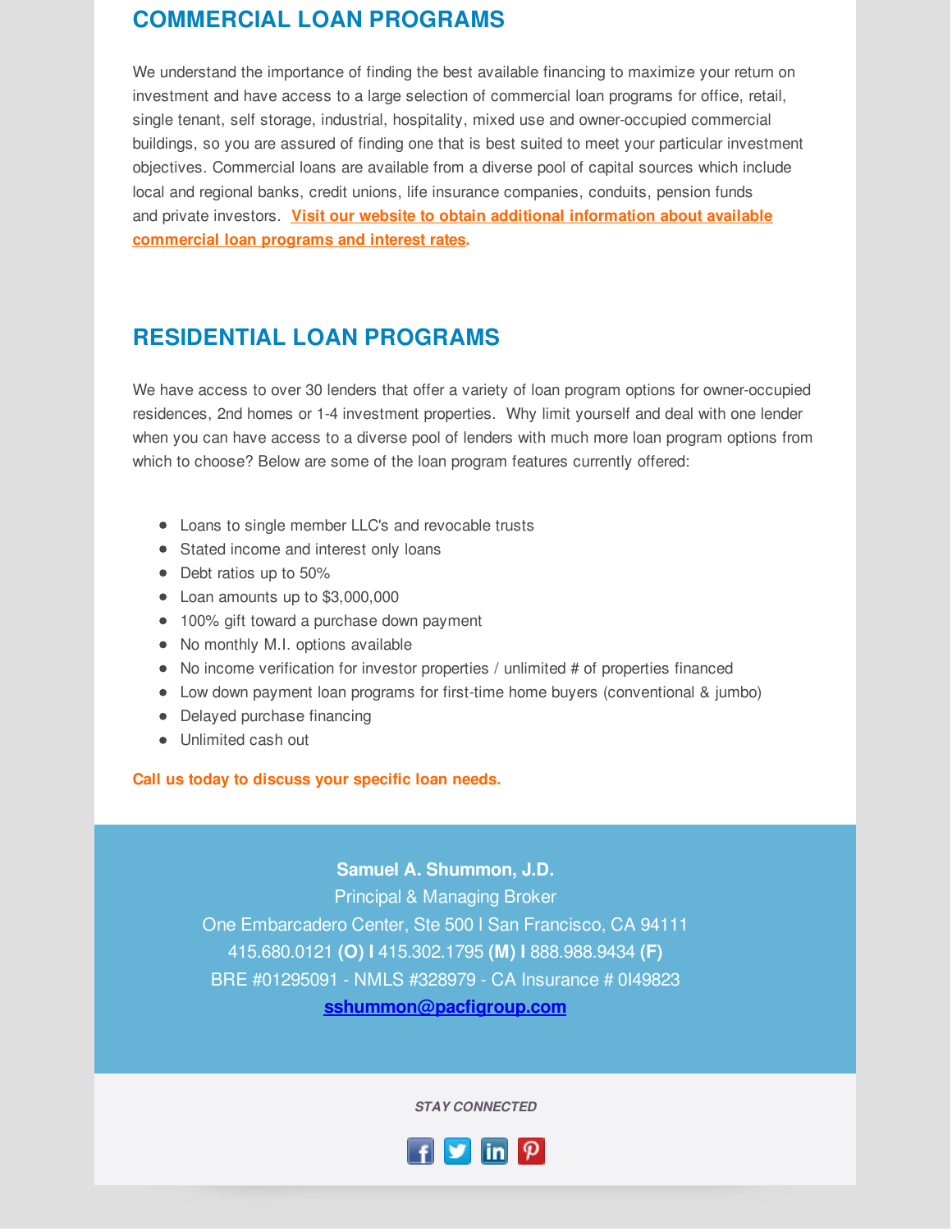## COMMERCIAL LOAN PROGRAMS

We understand the importance of finding the best available financing to maximize your return on investment and have access to a large selection of commercial loan programs for office, retail, single tenant, self storage, industrial, hospitality, mixed use and owner-occupied commercial buildings, so you are assured of finding one that is best suited to meet your particular investment objectives. Commercial loans are available from a diverse pool of capital sources which include local and regional banks, credit unions, life insurance companies, conduits, pension funds and private investors. **Visit our website to obtain additional information about available commercial loan programs and interest rates**.

## RESIDENTIAL LOAN PROGRAMS

We have access to over 30 lenders that offer a variety of loan program options for owner-occupied residences, 2nd homes or 1-4 investment properties. Why limit yourself and deal with one lender when you can have access to a diverse pool of lenders with much more loan program options from which to choose? Below are some of the loan program features currently offered:

- Loans to single member LLC's and revocable trusts
- Stated income and interest only loans
- Debt ratios up to 50%
- Loan amounts up to $3,000,000
- 100% gift toward a purchase down payment
- No monthly M.I. options available
- No income verification for investor properties / unlimited # of properties financed
- Low down payment loan programs for first-time home buyers (conventional & jumbo)
- Delayed purchase financing
- Unlimited cash out

**Call us today to discuss your specific loan needs.**

**Samuel A. Shummon, J.D.**
Principal & Managing Broker
One Embarcadero Center, Ste 500 I San Francisco, CA 94111
415.680.0121 **(O) I** 415.302.1795 **(M) I** 888.988.9434 **(F)**
BRE #01295091 - NMLS #328979 - CA Insurance # 0I49823
**sshummon@pacfigroup.com**

***STAY CONNECTED***